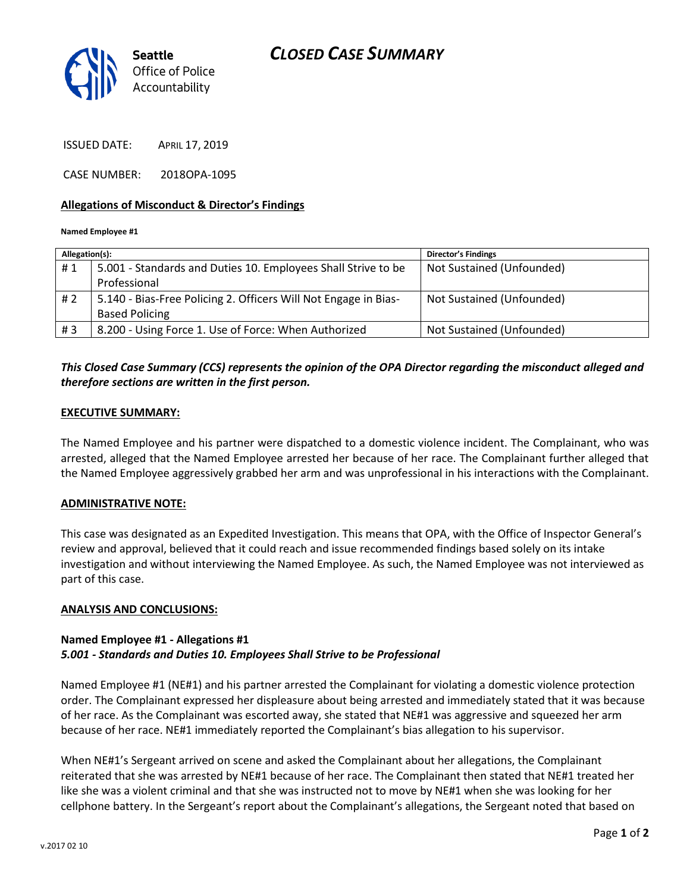# CLOSED CASE SUMMARY

Seattle Office of Police Accountability

ISSUED DATE: APRIL 17, 2019

CASE NUMBER: 2018OPA-1095

## Allegations of Misconduct & Director's Findings

**Named Employee #1**

| Allegation(s): | | Director's Findings |
|---|---|---|
| # 1 | 5.001 - Standards and Duties 10. Employees Shall Strive to be Professional | Not Sustained (Unfounded) |
| # 2 | 5.140 - Bias-Free Policing 2. Officers Will Not Engage in Bias-Based Policing | Not Sustained (Unfounded) |
| # 3 | 8.200 - Using Force 1. Use of Force: When Authorized | Not Sustained (Unfounded) |

***This Closed Case Summary (CCS) represents the opinion of the OPA Director regarding the misconduct alleged and therefore sections are written in the first person.***

## EXECUTIVE SUMMARY:

The Named Employee and his partner were dispatched to a domestic violence incident. The Complainant, who was arrested, alleged that the Named Employee arrested her because of her race. The Complainant further alleged that the Named Employee aggressively grabbed her arm and was unprofessional in his interactions with the Complainant.

## ADMINISTRATIVE NOTE:

This case was designated as an Expedited Investigation. This means that OPA, with the Office of Inspector General's review and approval, believed that it could reach and issue recommended findings based solely on its intake investigation and without interviewing the Named Employee. As such, the Named Employee was not interviewed as part of this case.

## ANALYSIS AND CONCLUSIONS:

### Named Employee #1 - Allegations #1
***5.001 - Standards and Duties 10. Employees Shall Strive to be Professional***

Named Employee #1 (NE#1) and his partner arrested the Complainant for violating a domestic violence protection order. The Complainant expressed her displeasure about being arrested and immediately stated that it was because of her race. As the Complainant was escorted away, she stated that NE#1 was aggressive and squeezed her arm because of her race. NE#1 immediately reported the Complainant's bias allegation to his supervisor.

When NE#1's Sergeant arrived on scene and asked the Complainant about her allegations, the Complainant reiterated that she was arrested by NE#1 because of her race. The Complainant then stated that NE#1 treated her like she was a violent criminal and that she was instructed not to move by NE#1 when she was looking for her cellphone battery. In the Sergeant's report about the Complainant's allegations, the Sergeant noted that based on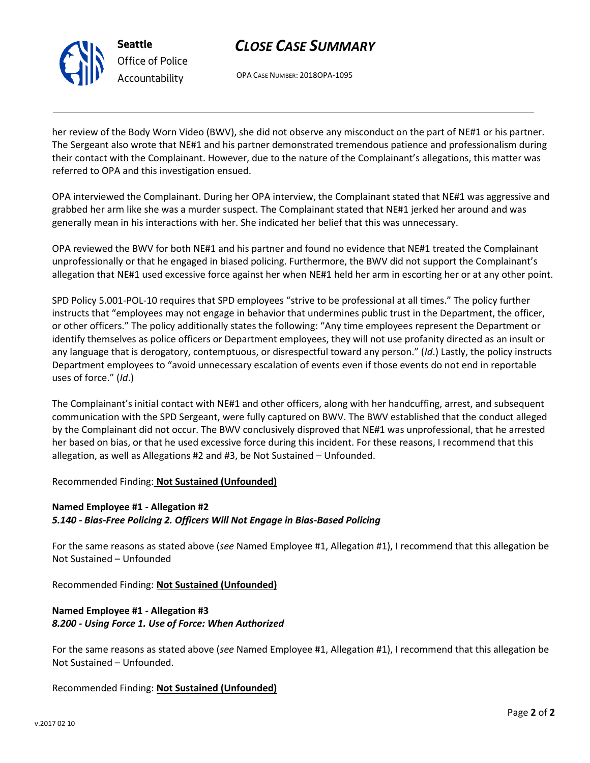her review of the Body Worn Video (BWV), she did not observe any misconduct on the part of NE#1 or his partner. The Sergeant also wrote that NE#1 and his partner demonstrated tremendous patience and professionalism during their contact with the Complainant. However, due to the nature of the Complainant's allegations, this matter was referred to OPA and this investigation ensued.

OPA interviewed the Complainant. During her OPA interview, the Complainant stated that NE#1 was aggressive and grabbed her arm like she was a murder suspect. The Complainant stated that NE#1 jerked her around and was generally mean in his interactions with her. She indicated her belief that this was unnecessary.

OPA reviewed the BWV for both NE#1 and his partner and found no evidence that NE#1 treated the Complainant unprofessionally or that he engaged in biased policing. Furthermore, the BWV did not support the Complainant's allegation that NE#1 used excessive force against her when NE#1 held her arm in escorting her or at any other point.

SPD Policy 5.001-POL-10 requires that SPD employees "strive to be professional at all times." The policy further instructs that "employees may not engage in behavior that undermines public trust in the Department, the officer, or other officers." The policy additionally states the following: "Any time employees represent the Department or identify themselves as police officers or Department employees, they will not use profanity directed as an insult or any language that is derogatory, contemptuous, or disrespectful toward any person." (*Id*.) Lastly, the policy instructs Department employees to "avoid unnecessary escalation of events even if those events do not end in reportable uses of force." (*Id*.)

The Complainant's initial contact with NE#1 and other officers, along with her handcuffing, arrest, and subsequent communication with the SPD Sergeant, were fully captured on BWV. The BWV established that the conduct alleged by the Complainant did not occur. The BWV conclusively disproved that NE#1 was unprofessional, that he arrested her based on bias, or that he used excessive force during this incident. For these reasons, I recommend that this allegation, as well as Allegations #2 and #3, be Not Sustained – Unfounded.

Recommended Finding: **Not Sustained (Unfounded)**

**Named Employee #1 - Allegation #2**
***5.140 - Bias-Free Policing 2. Officers Will Not Engage in Bias-Based Policing***

For the same reasons as stated above (*see* Named Employee #1, Allegation #1), I recommend that this allegation be Not Sustained – Unfounded

Recommended Finding: **Not Sustained (Unfounded)**

**Named Employee #1 - Allegation #3**
***8.200 - Using Force 1. Use of Force: When Authorized***

For the same reasons as stated above (*see* Named Employee #1, Allegation #1), I recommend that this allegation be Not Sustained – Unfounded.

Recommended Finding: **Not Sustained (Unfounded)**